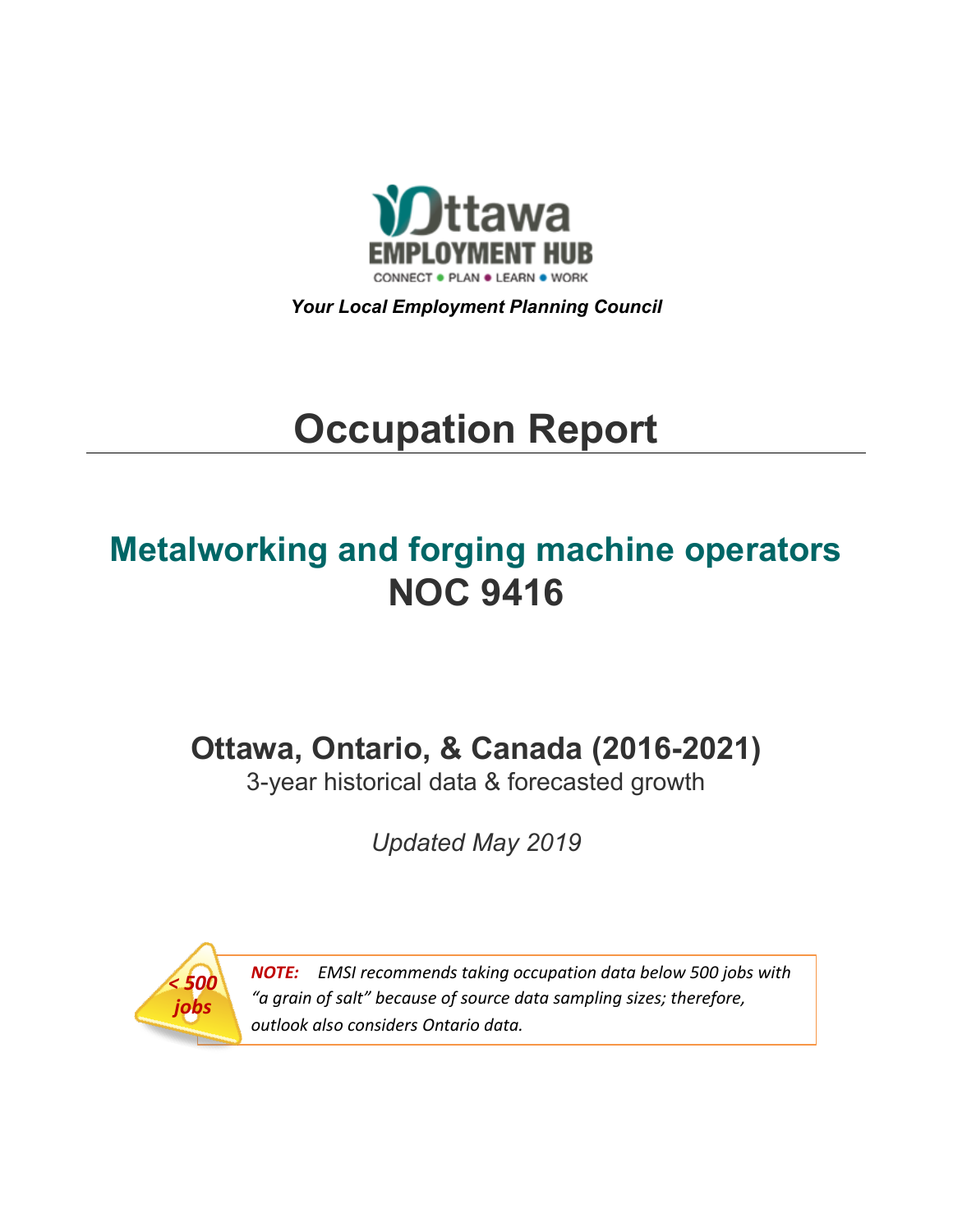Ottawa EMPLOYMENT HUB

CONNECT • PLAN • LEARN • WORK

***Your Local Employment Planning Council***

# Occupation Report

## Metalworking and forging machine operators
## NOC 9416

### Ottawa, Ontario, & Canada (2016-2021)

3-year historical data & forecasted growth

*Updated May 2019*

*< 500 jobs*

***NOTE:*** *EMSI recommends taking occupation data below 500 jobs with "a grain of salt" because of source data sampling sizes; therefore, outlook also considers Ontario data.*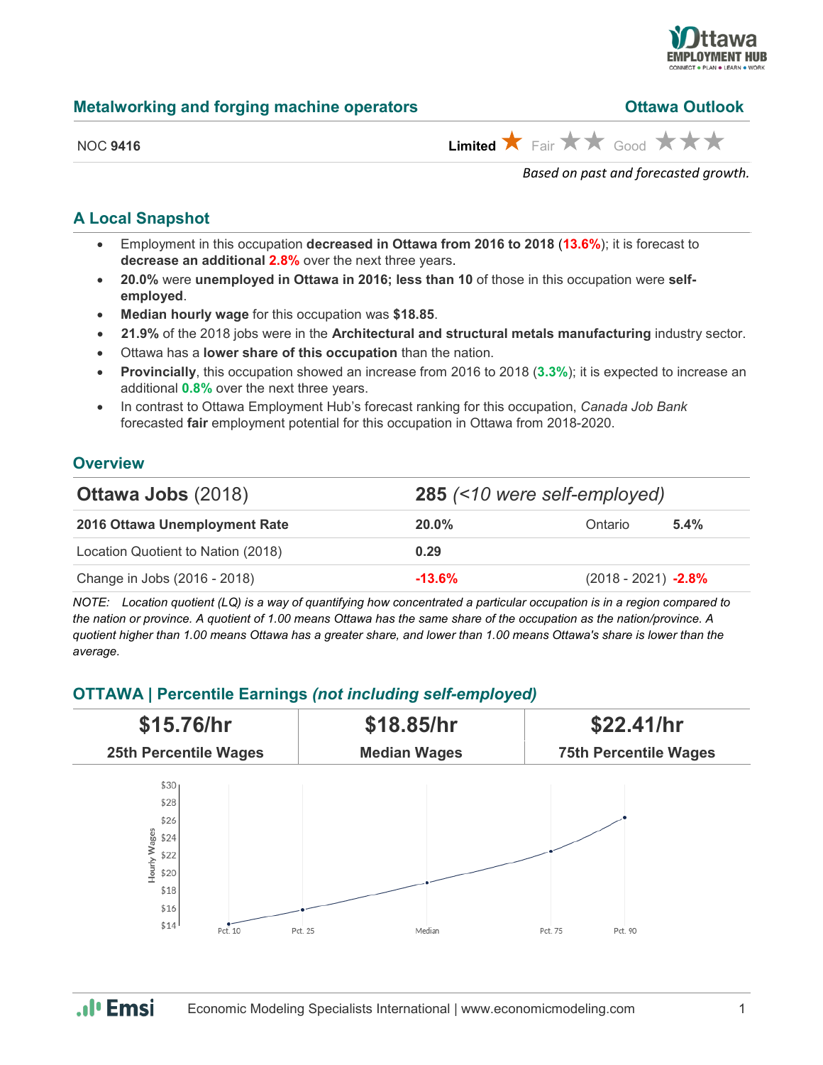## Metalworking and forging machine operators

**Ottawa Outlook**

NOC **9416**

**Limited** ★ Fair ★★ Good ★★★

*Based on past and forecasted growth.*

### A Local Snapshot

- Employment in this occupation **decreased in Ottawa from 2016 to 2018** (**13.6%**); it is forecast to **decrease an additional 2.8%** over the next three years.
- **20.0%** were **unemployed in Ottawa in 2016; less than 10** of those in this occupation were **self-employed**.
- **Median hourly wage** for this occupation was **$18.85**.
- **21.9%** of the 2018 jobs were in the **Architectural and structural metals manufacturing** industry sector.
- Ottawa has a **lower share of this occupation** than the nation.
- **Provincially**, this occupation showed an increase from 2016 to 2018 (**3.3%**); it is expected to increase an additional **0.8%** over the next three years.
- In contrast to Ottawa Employment Hub's forecast ranking for this occupation, *Canada Job Bank* forecasted **fair** employment potential for this occupation in Ottawa from 2018-2020.

### Overview

| **Ottawa Jobs** (2018) | **285** *(<10 were self-employed)* | | |
|---|---|---|---|
| **2016 Ottawa Unemployment Rate** | **20.0%** | Ontario | **5.4%** |
| Location Quotient to Nation (2018) | **0.29** | | |
| Change in Jobs (2016 - 2018) | **-13.6%** | (2018 - 2021) | **-2.8%** |

*NOTE: Location quotient (LQ) is a way of quantifying how concentrated a particular occupation is in a region compared to the nation or province. A quotient of 1.00 means Ottawa has the same share of the occupation as the nation/province. A quotient higher than 1.00 means Ottawa has a greater share, and lower than 1.00 means Ottawa's share is lower than the average.*

### OTTAWA | Percentile Earnings *(not including self-employed)*

| **$15.76/hr** | **$18.85/hr** | **$22.41/hr** |
|---|---|---|
| **25th Percentile Wages** | **Median Wages** | **75th Percentile Wages** |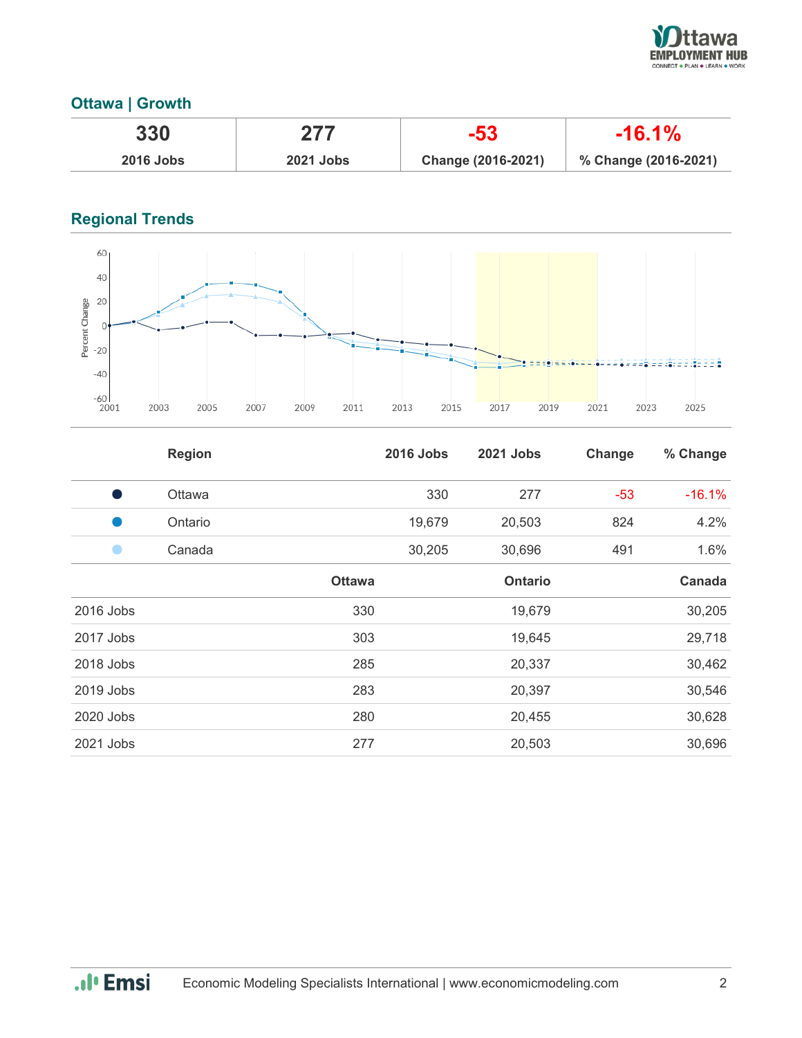## Ottawa | Growth

| 330 | 277 | -53 | -16.1% |
|---|---|---|---|
| 2016 Jobs | 2021 Jobs | Change (2016-2021) | % Change (2016-2021) |

## Regional Trends

| | Region | 2016 Jobs | 2021 Jobs | Change | % Change |
|---|---|---|---|---|---|
| ● | Ottawa | 330 | 277 | -53 | -16.1% |
| ● | Ontario | 19,679 | 20,503 | 824 | 4.2% |
| ● | Canada | 30,205 | 30,696 | 491 | 1.6% |

| | Ottawa | Ontario | Canada |
|---|---|---|---|
| 2016 Jobs | 330 | 19,679 | 30,205 |
| 2017 Jobs | 303 | 19,645 | 29,718 |
| 2018 Jobs | 285 | 20,337 | 30,462 |
| 2019 Jobs | 283 | 20,397 | 30,546 |
| 2020 Jobs | 280 | 20,455 | 30,628 |
| 2021 Jobs | 277 | 20,503 | 30,696 |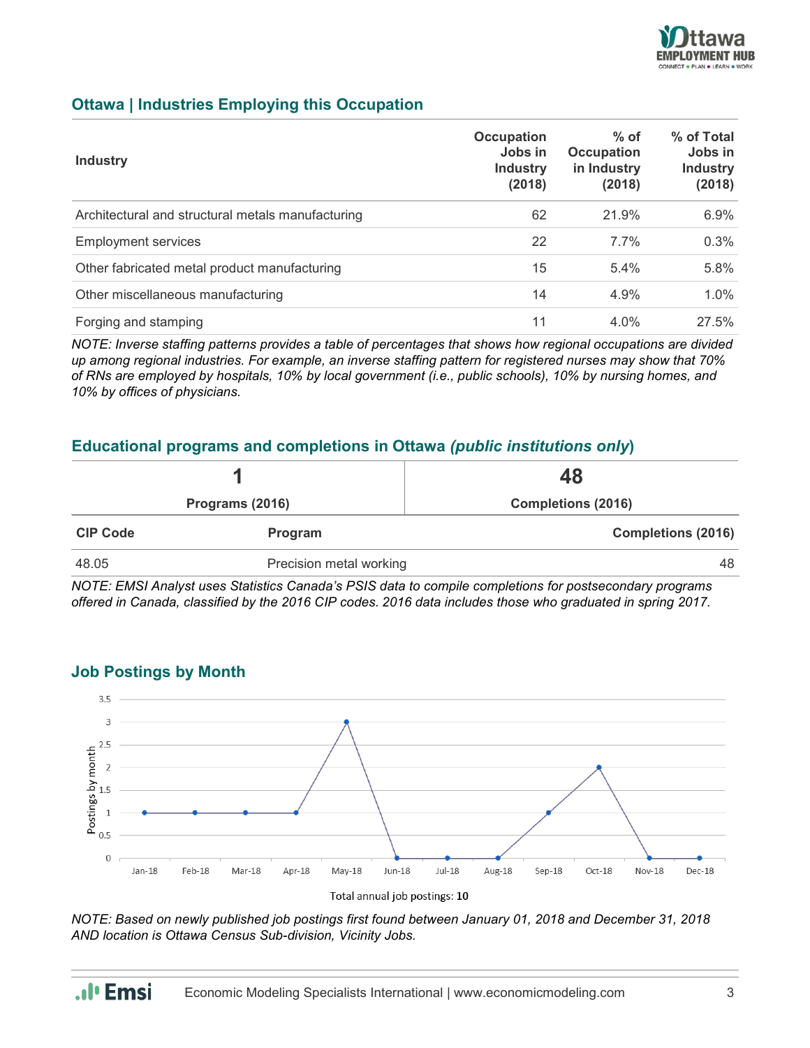## Ottawa | Industries Employing this Occupation

| Industry | Occupation Jobs in Industry (2018) | % of Occupation in Industry (2018) | % of Total Jobs in Industry (2018) |
|---|---|---|---|
| Architectural and structural metals manufacturing | 62 | 21.9% | 6.9% |
| Employment services | 22 | 7.7% | 0.3% |
| Other fabricated metal product manufacturing | 15 | 5.4% | 5.8% |
| Other miscellaneous manufacturing | 14 | 4.9% | 1.0% |
| Forging and stamping | 11 | 4.0% | 27.5% |

*NOTE: Inverse staffing patterns provides a table of percentages that shows how regional occupations are divided up among regional industries. For example, an inverse staffing pattern for registered nurses may show that 70% of RNs are employed by hospitals, 10% by local government (i.e., public schools), 10% by nursing homes, and 10% by offices of physicians.*

## Educational programs and completions in Ottawa *(public institutions only)*

| 1 | 48 |
|---|---|
| **Programs (2016)** | **Completions (2016)** |

| CIP Code | Program | Completions (2016) |
|---|---|---|
| 48.05 | Precision metal working | 48 |

*NOTE: EMSI Analyst uses Statistics Canada's PSIS data to compile completions for postsecondary programs offered in Canada, classified by the 2016 CIP codes. 2016 data includes those who graduated in spring 2017.*

## Job Postings by Month

| Month | Postings by month |
|---|---|
| Jan-18 | 1 |
| Feb-18 | 1 |
| Mar-18 | 1 |
| Apr-18 | 1 |
| May-18 | 3 |
| Jun-18 | 0 |
| Jul-18 | 0 |
| Aug-18 | 0 |
| Sep-18 | 1 |
| Oct-18 | 2 |
| Nov-18 | 0 |
| Dec-18 | 0 |

Total annual job postings: **10**

*NOTE: Based on newly published job postings first found between January 01, 2018 and December 31, 2018 AND location is Ottawa Census Sub-division, Vicinity Jobs.*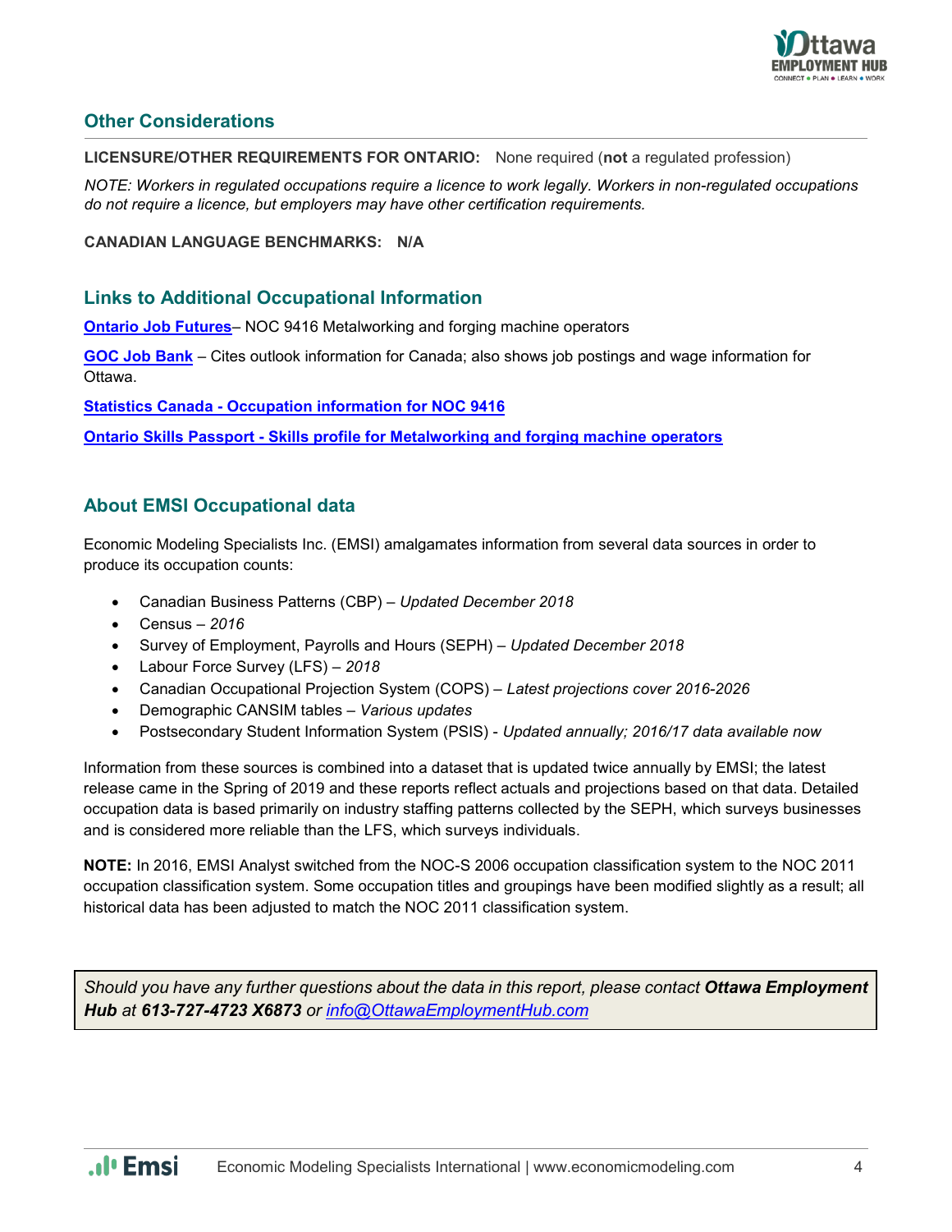## Other Considerations

**LICENSURE/OTHER REQUIREMENTS FOR ONTARIO:** None required (**not** a regulated profession)

*NOTE: Workers in regulated occupations require a licence to work legally. Workers in non-regulated occupations do not require a licence, but employers may have other certification requirements.*

**CANADIAN LANGUAGE BENCHMARKS: N/A**

## Links to Additional Occupational Information

**Ontario Job Futures**– NOC 9416 Metalworking and forging machine operators

**GOC Job Bank** – Cites outlook information for Canada; also shows job postings and wage information for Ottawa.

**Statistics Canada - Occupation information for NOC 9416**

**Ontario Skills Passport - Skills profile for Metalworking and forging machine operators**

## About EMSI Occupational data

Economic Modeling Specialists Inc. (EMSI) amalgamates information from several data sources in order to produce its occupation counts:

- Canadian Business Patterns (CBP) – *Updated December 2018*
- Census – *2016*
- Survey of Employment, Payrolls and Hours (SEPH) – *Updated December 2018*
- Labour Force Survey (LFS) – *2018*
- Canadian Occupational Projection System (COPS) – *Latest projections cover 2016-2026*
- Demographic CANSIM tables – *Various updates*
- Postsecondary Student Information System (PSIS) - *Updated annually; 2016/17 data available now*

Information from these sources is combined into a dataset that is updated twice annually by EMSI; the latest release came in the Spring of 2019 and these reports reflect actuals and projections based on that data. Detailed occupation data is based primarily on industry staffing patterns collected by the SEPH, which surveys businesses and is considered more reliable than the LFS, which surveys individuals.

**NOTE:** In 2016, EMSI Analyst switched from the NOC-S 2006 occupation classification system to the NOC 2011 occupation classification system. Some occupation titles and groupings have been modified slightly as a result; all historical data has been adjusted to match the NOC 2011 classification system.

*Should you have any further questions about the data in this report, please contact **Ottawa Employment Hub** at **613-727-4723 X6873** or info@OttawaEmploymentHub.com*